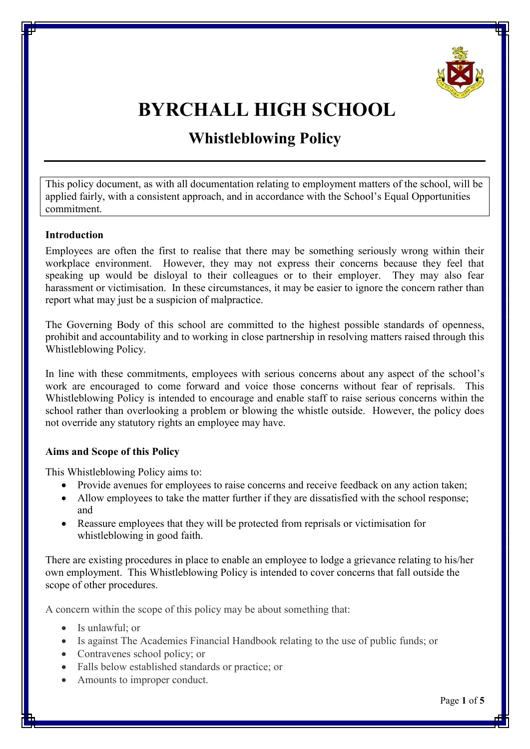# BYRCHALL HIGH SCHOOL

## Whistleblowing Policy

This policy document, as with all documentation relating to employment matters of the school, will be applied fairly, with a consistent approach, and in accordance with the School's Equal Opportunities commitment.

**Introduction**

Employees are often the first to realise that there may be something seriously wrong within their workplace environment. However, they may not express their concerns because they feel that speaking up would be disloyal to their colleagues or to their employer. They may also fear harassment or victimisation. In these circumstances, it may be easier to ignore the concern rather than report what may just be a suspicion of malpractice.

The Governing Body of this school are committed to the highest possible standards of openness, prohibit and accountability and to working in close partnership in resolving matters raised through this Whistleblowing Policy.

In line with these commitments, employees with serious concerns about any aspect of the school's work are encouraged to come forward and voice those concerns without fear of reprisals. This Whistleblowing Policy is intended to encourage and enable staff to raise serious concerns within the school rather than overlooking a problem or blowing the whistle outside. However, the policy does not override any statutory rights an employee may have.

**Aims and Scope of this Policy**

This Whistleblowing Policy aims to:

- Provide avenues for employees to raise concerns and receive feedback on any action taken;
- Allow employees to take the matter further if they are dissatisfied with the school response; and
- Reassure employees that they will be protected from reprisals or victimisation for whistleblowing in good faith.

There are existing procedures in place to enable an employee to lodge a grievance relating to his/her own employment. This Whistleblowing Policy is intended to cover concerns that fall outside the scope of other procedures.

A concern within the scope of this policy may be about something that:

- Is unlawful; or
- Is against The Academies Financial Handbook relating to the use of public funds; or
- Contravenes school policy; or
- Falls below established standards or practice; or
- Amounts to improper conduct.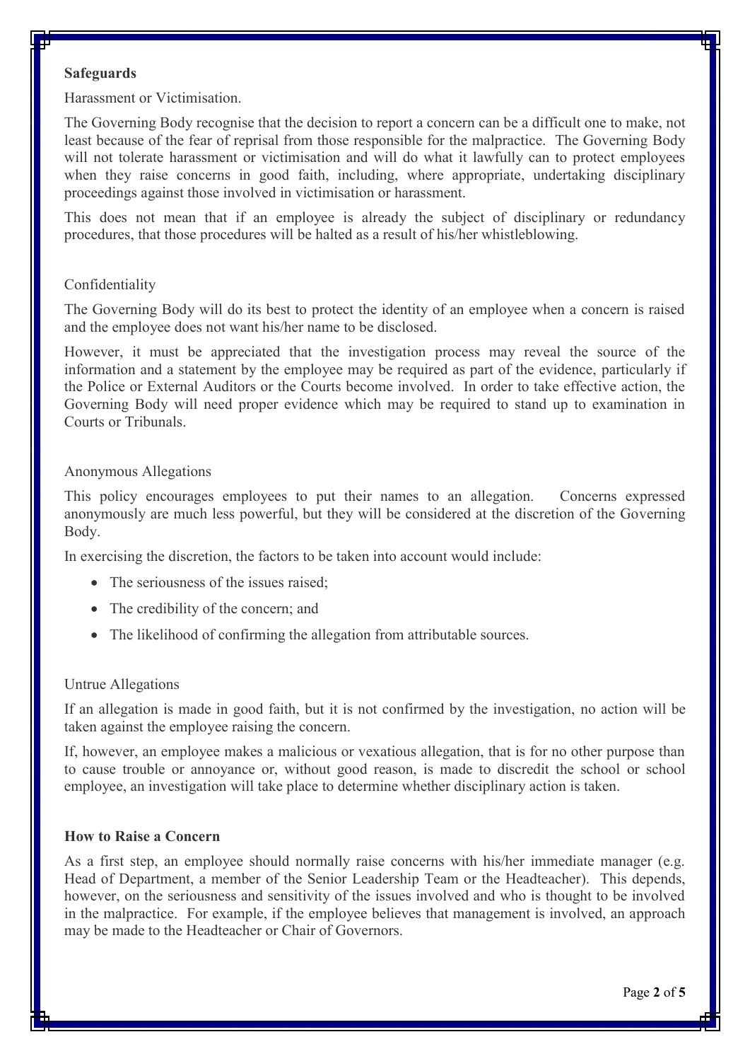## Safeguards

### Harassment or Victimisation.

The Governing Body recognise that the decision to report a concern can be a difficult one to make, not least because of the fear of reprisal from those responsible for the malpractice. The Governing Body will not tolerate harassment or victimisation and will do what it lawfully can to protect employees when they raise concerns in good faith, including, where appropriate, undertaking disciplinary proceedings against those involved in victimisation or harassment.

This does not mean that if an employee is already the subject of disciplinary or redundancy procedures, that those procedures will be halted as a result of his/her whistleblowing.

### Confidentiality

The Governing Body will do its best to protect the identity of an employee when a concern is raised and the employee does not want his/her name to be disclosed.

However, it must be appreciated that the investigation process may reveal the source of the information and a statement by the employee may be required as part of the evidence, particularly if the Police or External Auditors or the Courts become involved. In order to take effective action, the Governing Body will need proper evidence which may be required to stand up to examination in Courts or Tribunals.

### Anonymous Allegations

This policy encourages employees to put their names to an allegation. Concerns expressed anonymously are much less powerful, but they will be considered at the discretion of the Governing Body.

In exercising the discretion, the factors to be taken into account would include:

- The seriousness of the issues raised;
- The credibility of the concern; and
- The likelihood of confirming the allegation from attributable sources.

### Untrue Allegations

If an allegation is made in good faith, but it is not confirmed by the investigation, no action will be taken against the employee raising the concern.

If, however, an employee makes a malicious or vexatious allegation, that is for no other purpose than to cause trouble or annoyance or, without good reason, is made to discredit the school or school employee, an investigation will take place to determine whether disciplinary action is taken.

## How to Raise a Concern

As a first step, an employee should normally raise concerns with his/her immediate manager (e.g. Head of Department, a member of the Senior Leadership Team or the Headteacher). This depends, however, on the seriousness and sensitivity of the issues involved and who is thought to be involved in the malpractice. For example, if the employee believes that management is involved, an approach may be made to the Headteacher or Chair of Governors.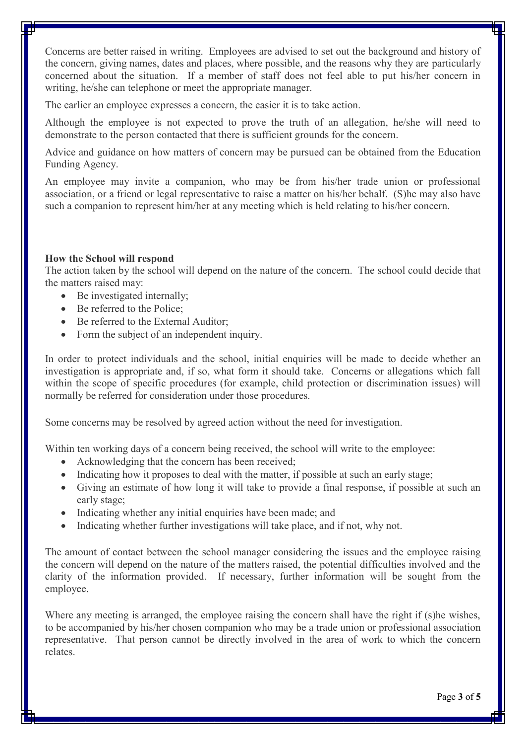Concerns are better raised in writing. Employees are advised to set out the background and history of the concern, giving names, dates and places, where possible, and the reasons why they are particularly concerned about the situation. If a member of staff does not feel able to put his/her concern in writing, he/she can telephone or meet the appropriate manager.

The earlier an employee expresses a concern, the easier it is to take action.

Although the employee is not expected to prove the truth of an allegation, he/she will need to demonstrate to the person contacted that there is sufficient grounds for the concern.

Advice and guidance on how matters of concern may be pursued can be obtained from the Education Funding Agency.

An employee may invite a companion, who may be from his/her trade union or professional association, or a friend or legal representative to raise a matter on his/her behalf. (S)he may also have such a companion to represent him/her at any meeting which is held relating to his/her concern.

**How the School will respond**

The action taken by the school will depend on the nature of the concern. The school could decide that the matters raised may:

- Be investigated internally;
- Be referred to the Police;
- Be referred to the External Auditor;
- Form the subject of an independent inquiry.

In order to protect individuals and the school, initial enquiries will be made to decide whether an investigation is appropriate and, if so, what form it should take. Concerns or allegations which fall within the scope of specific procedures (for example, child protection or discrimination issues) will normally be referred for consideration under those procedures.

Some concerns may be resolved by agreed action without the need for investigation.

Within ten working days of a concern being received, the school will write to the employee:

- Acknowledging that the concern has been received;
- Indicating how it proposes to deal with the matter, if possible at such an early stage;
- Giving an estimate of how long it will take to provide a final response, if possible at such an early stage;
- Indicating whether any initial enquiries have been made; and
- Indicating whether further investigations will take place, and if not, why not.

The amount of contact between the school manager considering the issues and the employee raising the concern will depend on the nature of the matters raised, the potential difficulties involved and the clarity of the information provided. If necessary, further information will be sought from the employee.

Where any meeting is arranged, the employee raising the concern shall have the right if (s)he wishes, to be accompanied by his/her chosen companion who may be a trade union or professional association representative. That person cannot be directly involved in the area of work to which the concern relates.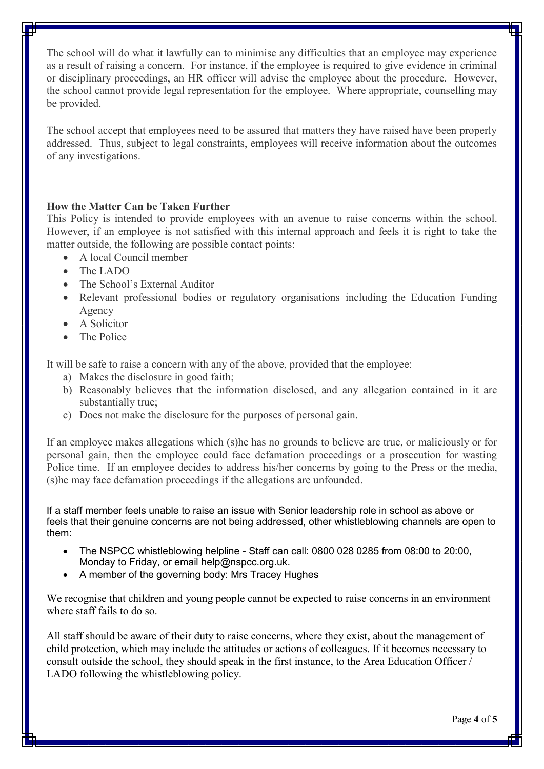The school will do what it lawfully can to minimise any difficulties that an employee may experience as a result of raising a concern. For instance, if the employee is required to give evidence in criminal or disciplinary proceedings, an HR officer will advise the employee about the procedure. However, the school cannot provide legal representation for the employee. Where appropriate, counselling may be provided.

The school accept that employees need to be assured that matters they have raised have been properly addressed. Thus, subject to legal constraints, employees will receive information about the outcomes of any investigations.

**How the Matter Can be Taken Further**

This Policy is intended to provide employees with an avenue to raise concerns within the school. However, if an employee is not satisfied with this internal approach and feels it is right to take the matter outside, the following are possible contact points:

- A local Council member
- The LADO
- The School's External Auditor
- Relevant professional bodies or regulatory organisations including the Education Funding Agency
- A Solicitor
- The Police

It will be safe to raise a concern with any of the above, provided that the employee:

a) Makes the disclosure in good faith;
b) Reasonably believes that the information disclosed, and any allegation contained in it are substantially true;
c) Does not make the disclosure for the purposes of personal gain.

If an employee makes allegations which (s)he has no grounds to believe are true, or maliciously or for personal gain, then the employee could face defamation proceedings or a prosecution for wasting Police time. If an employee decides to address his/her concerns by going to the Press or the media, (s)he may face defamation proceedings if the allegations are unfounded.

If a staff member feels unable to raise an issue with Senior leadership role in school as above or feels that their genuine concerns are not being addressed, other whistleblowing channels are open to them:

- The NSPCC whistleblowing helpline - Staff can call: 0800 028 0285 from 08:00 to 20:00, Monday to Friday, or email help@nspcc.org.uk.
- A member of the governing body: Mrs Tracey Hughes

We recognise that children and young people cannot be expected to raise concerns in an environment where staff fails to do so.

All staff should be aware of their duty to raise concerns, where they exist, about the management of child protection, which may include the attitudes or actions of colleagues. If it becomes necessary to consult outside the school, they should speak in the first instance, to the Area Education Officer / LADO following the whistleblowing policy.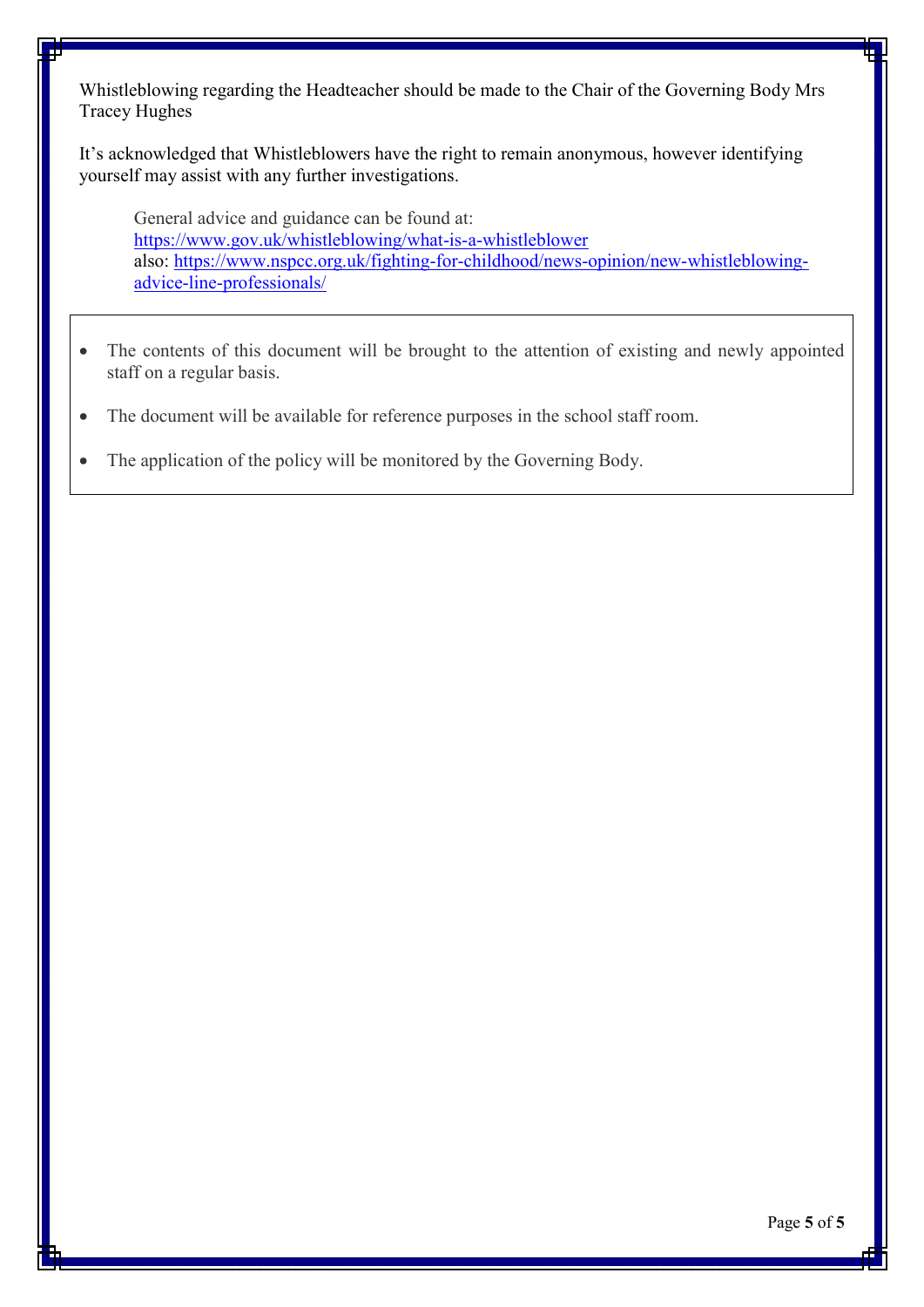Whistleblowing regarding the Headteacher should be made to the Chair of the Governing Body Mrs Tracey Hughes

It's acknowledged that Whistleblowers have the right to remain anonymous, however identifying yourself may assist with any further investigations.

> General advice and guidance can be found at:
> https://www.gov.uk/whistleblowing/what-is-a-whistleblower
> also: https://www.nspcc.org.uk/fighting-for-childhood/news-opinion/new-whistleblowing-advice-line-professionals/

- The contents of this document will be brought to the attention of existing and newly appointed staff on a regular basis.
- The document will be available for reference purposes in the school staff room.
- The application of the policy will be monitored by the Governing Body.